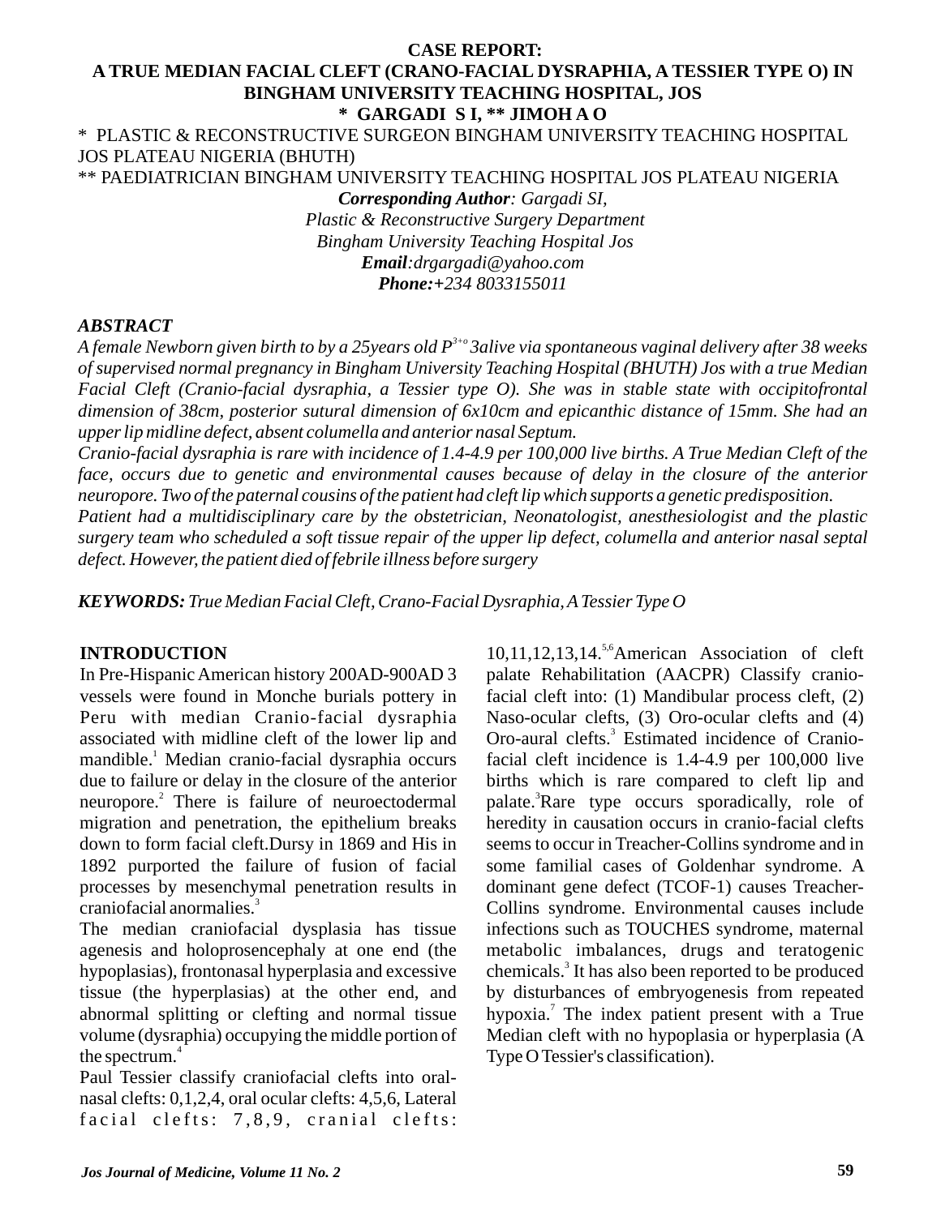# CASE REPORT:
# A TRUE MEDIAN FACIAL CLEFT (CRANO-FACIAL DYSRAPHIA, A TESSIER TYPE O) IN BINGHAM UNIVERSITY TEACHING HOSPITAL, JOS

**\* GARGADI S I, \*\* JIMOH A O**

\* PLASTIC & RECONSTRUCTIVE SURGEON BINGHAM UNIVERSITY TEACHING HOSPITAL JOS PLATEAU NIGERIA (BHUTH)

\*\* PAEDIATRICIAN BINGHAM UNIVERSITY TEACHING HOSPITAL JOS PLATEAU NIGERIA

***Corresponding Author**: Gargadi SI,*
*Plastic & Reconstructive Surgery Department*
*Bingham University Teaching Hospital Jos*
***Email**:drgargadi@yahoo.com*
***Phone:+234 8033155011***

## ABSTRACT

*A female Newborn given birth to by a 25years old $P^{3+o}$ 3alive via spontaneous vaginal delivery after 38 weeks of supervised normal pregnancy in Bingham University Teaching Hospital (BHUTH) Jos with a true Median Facial Cleft (Cranio-facial dysraphia, a Tessier type O). She was in stable state with occipitofrontal dimension of 38cm, posterior sutural dimension of 6x10cm and epicanthic distance of 15mm. She had an upper lip midline defect, absent columella and anterior nasal Septum.*

*Cranio-facial dysraphia is rare with incidence of 1.4-4.9 per 100,000 live births. A True Median Cleft of the face, occurs due to genetic and environmental causes because of delay in the closure of the anterior neuropore. Two of the paternal cousins of the patient had cleft lip which supports a genetic predisposition.*

*Patient had a multidisciplinary care by the obstetrician, Neonatologist, anesthesiologist and the plastic surgery team who scheduled a soft tissue repair of the upper lip defect, columella and anterior nasal septal defect. However, the patient died of febrile illness before surgery*

***KEYWORDS:** True Median Facial Cleft, Crano-Facial Dysraphia, A Tessier Type O*

## INTRODUCTION

In Pre-Hispanic American history 200AD-900AD 3 vessels were found in Monche burials pottery in Peru with median Cranio-facial dysraphia associated with midline cleft of the lower lip and mandible.[1] Median cranio-facial dysraphia occurs due to failure or delay in the closure of the anterior neuropore.[2] There is failure of neuroectodermal migration and penetration, the epithelium breaks down to form facial cleft.Dursy in 1869 and His in 1892 purported the failure of fusion of facial processes by mesenchymal penetration results in craniofacial anormalies.[3]

The median craniofacial dysplasia has tissue agenesis and holoprosencephaly at one end (the hypoplasias), frontonasal hyperplasia and excessive tissue (the hyperplasias) at the other end, and abnormal splitting or clefting and normal tissue volume (dysraphia) occupying the middle portion of the spectrum.[4]

Paul Tessier classify craniofacial clefts into oral-nasal clefts: 0,1,2,4, oral ocular clefts: 4,5,6, Lateral facial clefts: 7,8,9, cranial clefts: 10,11,12,13,14.[5,6] American Association of cleft palate Rehabilitation (AACPR) Classify cranio-facial cleft into: (1) Mandibular process cleft, (2) Naso-ocular clefts, (3) Oro-ocular clefts and (4) Oro-aural clefts.[3] Estimated incidence of Cranio-facial cleft incidence is 1.4-4.9 per 100,000 live births which is rare compared to cleft lip and palate.[3] Rare type occurs sporadically, role of heredity in causation occurs in cranio-facial clefts seems to occur in Treacher-Collins syndrome and in some familial cases of Goldenhar syndrome. A dominant gene defect (TCOF-1) causes Treacher-Collins syndrome. Environmental causes include infections such as TOUCHES syndrome, maternal metabolic imbalances, drugs and teratogenic chemicals.[3] It has also been reported to be produced by disturbances of embryogenesis from repeated hypoxia.[7] The index patient present with a True Median cleft with no hypoplasia or hyperplasia (A Type O Tessier's classification).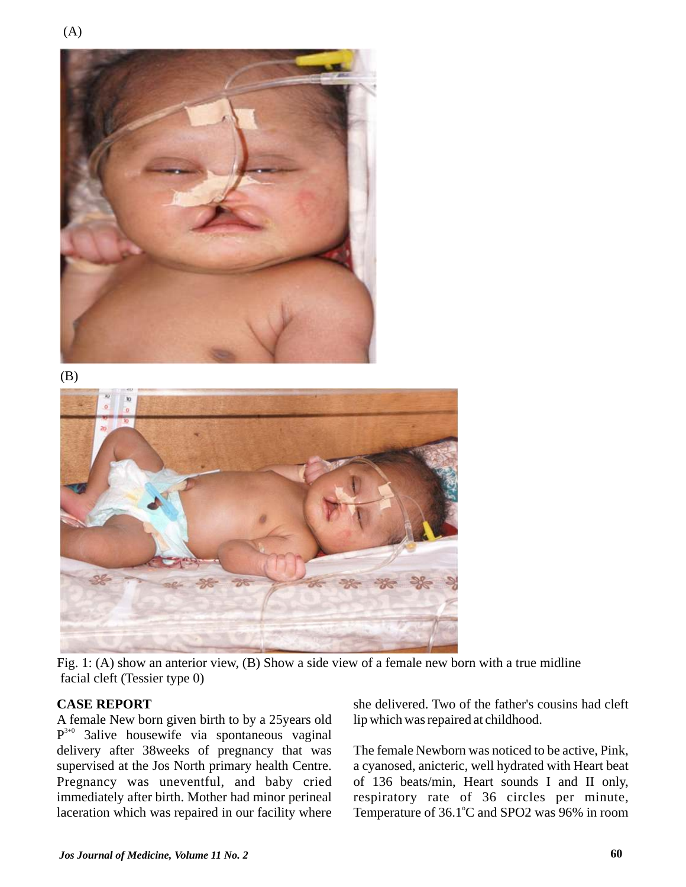(A)

(B)

Fig. 1: (A) show an anterior view, (B) Show a side view of a female new born with a true midline facial cleft (Tessier type 0)

**CASE REPORT**

A female New born given birth to by a 25years old $P^{3+0}$ 3alive housewife via spontaneous vaginal delivery after 38weeks of pregnancy that was supervised at the Jos North primary health Centre. Pregnancy was uneventful, and baby cried immediately after birth. Mother had minor perineal laceration which was repaired in our facility where she delivered. Two of the father's cousins had cleft lip which was repaired at childhood.

The female Newborn was noticed to be active, Pink, a cyanosed, anicteric, well hydrated with Heart beat of 136 beats/min, Heart sounds I and II only, respiratory rate of 36 circles per minute, Temperature of 36.1°C and SPO2 was 96% in room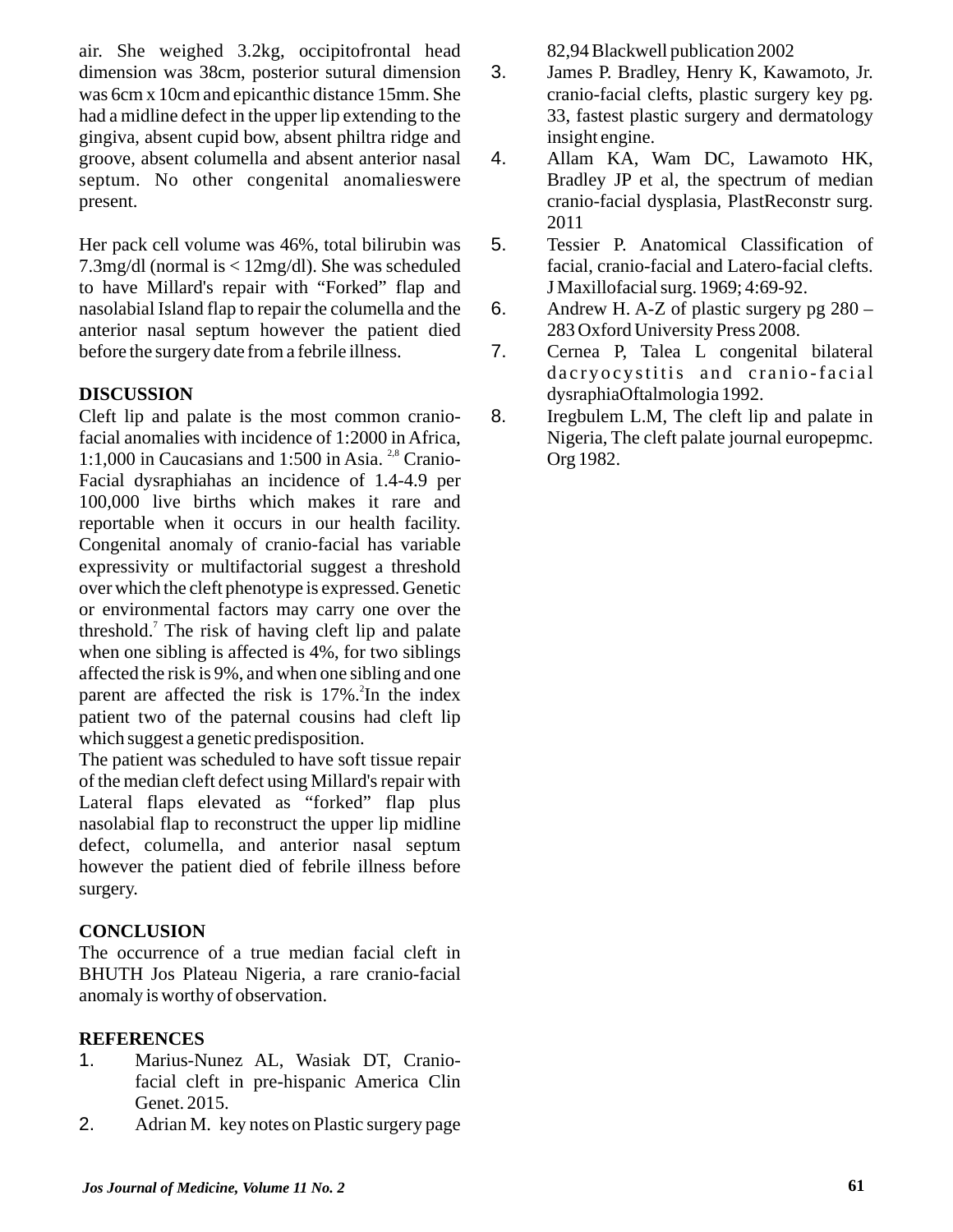air. She weighed 3.2kg, occipitofrontal head dimension was 38cm, posterior sutural dimension was 6cm x 10cm and epicanthic distance 15mm. She had a midline defect in the upper lip extending to the gingiva, absent cupid bow, absent philtra ridge and groove, absent columella and absent anterior nasal septum. No other congenital anomalieswere present.

Her pack cell volume was 46%, total bilirubin was 7.3mg/dl (normal is < 12mg/dl). She was scheduled to have Millard's repair with "Forked" flap and nasolabial Island flap to repair the columella and the anterior nasal septum however the patient died before the surgery date from a febrile illness.

## DISCUSSION

Cleft lip and palate is the most common cranio-facial anomalies with incidence of 1:2000 in Africa, 1:1,000 in Caucasians and 1:500 in Asia. [2,8] Cranio-Facial dysraphiahas an incidence of 1.4-4.9 per 100,000 live births which makes it rare and reportable when it occurs in our health facility. Congenital anomaly of cranio-facial has variable expressivity or multifactorial suggest a threshold over which the cleft phenotype is expressed. Genetic or environmental factors may carry one over the threshold.[7] The risk of having cleft lip and palate when one sibling is affected is 4%, for two siblings affected the risk is 9%, and when one sibling and one parent are affected the risk is 17%.[2]In the index patient two of the paternal cousins had cleft lip which suggest a genetic predisposition.

The patient was scheduled to have soft tissue repair of the median cleft defect using Millard's repair with Lateral flaps elevated as "forked" flap plus nasolabial flap to reconstruct the upper lip midline defect, columella, and anterior nasal septum however the patient died of febrile illness before surgery.

## CONCLUSION

The occurrence of a true median facial cleft in BHUTH Jos Plateau Nigeria, a rare cranio-facial anomaly is worthy of observation.

## REFERENCES

1. Marius-Nunez AL, Wasiak DT, Cranio-facial cleft in pre-hispanic America Clin Genet. 2015.
2. Adrian M. key notes on Plastic surgery page 82,94 Blackwell publication 2002
3. James P. Bradley, Henry K, Kawamoto, Jr. cranio-facial clefts, plastic surgery key pg. 33, fastest plastic surgery and dermatology insight engine.
4. Allam KA, Wam DC, Lawamoto HK, Bradley JP et al, the spectrum of median cranio-facial dysplasia, PlastReconstr surg. 2011
5. Tessier P. Anatomical Classification of facial, cranio-facial and Latero-facial clefts. J Maxillofacial surg. 1969; 4:69-92.
6. Andrew H. A-Z of plastic surgery pg 280 – 283 Oxford University Press 2008.
7. Cernea P, Talea L congenital bilateral dacryocystitis and cranio-facial dysraphiaOftalmologia 1992.
8. Iregbulem L.M, The cleft lip and palate in Nigeria, The cleft palate journal europepmc. Org 1982.